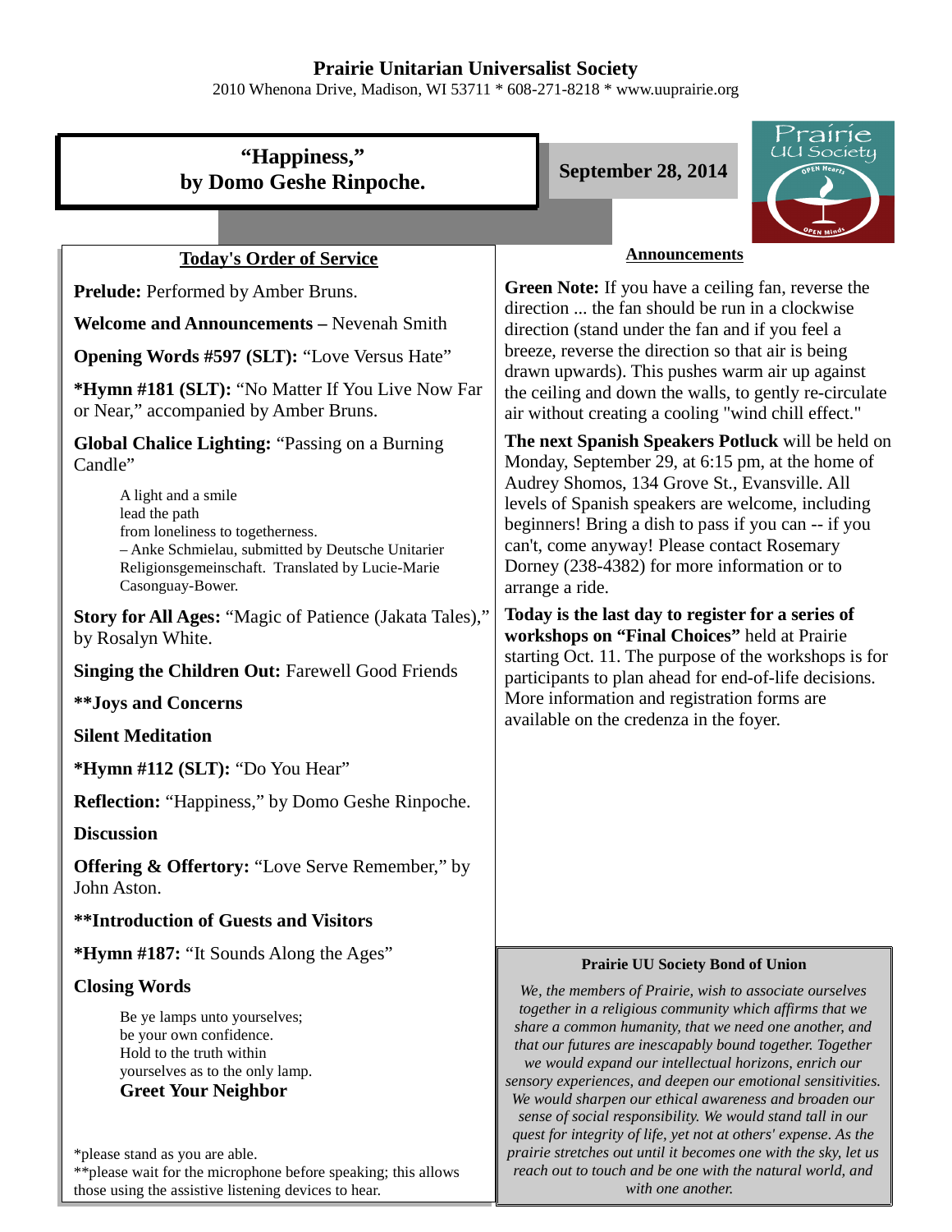# Prairie Unitarian Universalist Society

2010 Whenona Drive, Madison, WI 53711 * 608-271-8218 * www.uuprairie.org

## "Happiness," by Domo Geshe Rinpoche.

**September 28, 2014**

### Today's Order of Service

**Prelude:** Performed by Amber Bruns.

**Welcome and Announcements –** Nevenah Smith

**Opening Words #597 (SLT):** "Love Versus Hate"

***Hymn #181 (SLT):** "No Matter If You Live Now Far or Near," accompanied by Amber Bruns.

**Global Chalice Lighting:** "Passing on a Burning Candle"

> A light and a smile
> lead the path
> from loneliness to togetherness.
> – Anke Schmielau, submitted by Deutsche Unitarier Religionsgemeinschaft. Translated by Lucie-Marie Casonguay-Bower.

**Story for All Ages:** "Magic of Patience (Jakata Tales)," by Rosalyn White.

**Singing the Children Out:** Farewell Good Friends

****Joys and Concerns**

**Silent Meditation**

***Hymn #112 (SLT):** "Do You Hear"

**Reflection:** "Happiness," by Domo Geshe Rinpoche.

**Discussion**

**Offering & Offertory:** "Love Serve Remember," by John Aston.

****Introduction of Guests and Visitors**

***Hymn #187:** "It Sounds Along the Ages"

**Closing Words**

> Be ye lamps unto yourselves;
> be your own confidence.
> Hold to the truth within
> yourselves as to the only lamp.
> **Greet Your Neighbor**

*please stand as you are able.
**please wait for the microphone before speaking; this allows those using the assistive listening devices to hear.

### Announcements

**Green Note:** If you have a ceiling fan, reverse the direction ... the fan should be run in a clockwise direction (stand under the fan and if you feel a breeze, reverse the direction so that air is being drawn upwards). This pushes warm air up against the ceiling and down the walls, to gently re-circulate air without creating a cooling "wind chill effect."

**The next Spanish Speakers Potluck** will be held on Monday, September 29, at 6:15 pm, at the home of Audrey Shomos, 134 Grove St., Evansville. All levels of Spanish speakers are welcome, including beginners! Bring a dish to pass if you can -- if you can't, come anyway! Please contact Rosemary Dorney (238-4382) for more information or to arrange a ride.

**Today is the last day to register for a series of workshops on "Final Choices"** held at Prairie starting Oct. 11. The purpose of the workshops is for participants to plan ahead for end-of-life decisions. More information and registration forms are available on the credenza in the foyer.

### Prairie UU Society Bond of Union

*We, the members of Prairie, wish to associate ourselves together in a religious community which affirms that we share a common humanity, that we need one another, and that our futures are inescapably bound together. Together we would expand our intellectual horizons, enrich our sensory experiences, and deepen our emotional sensitivities. We would sharpen our ethical awareness and broaden our sense of social responsibility. We would stand tall in our quest for integrity of life, yet not at others' expense. As the prairie stretches out until it becomes one with the sky, let us reach out to touch and be one with the natural world, and with one another.*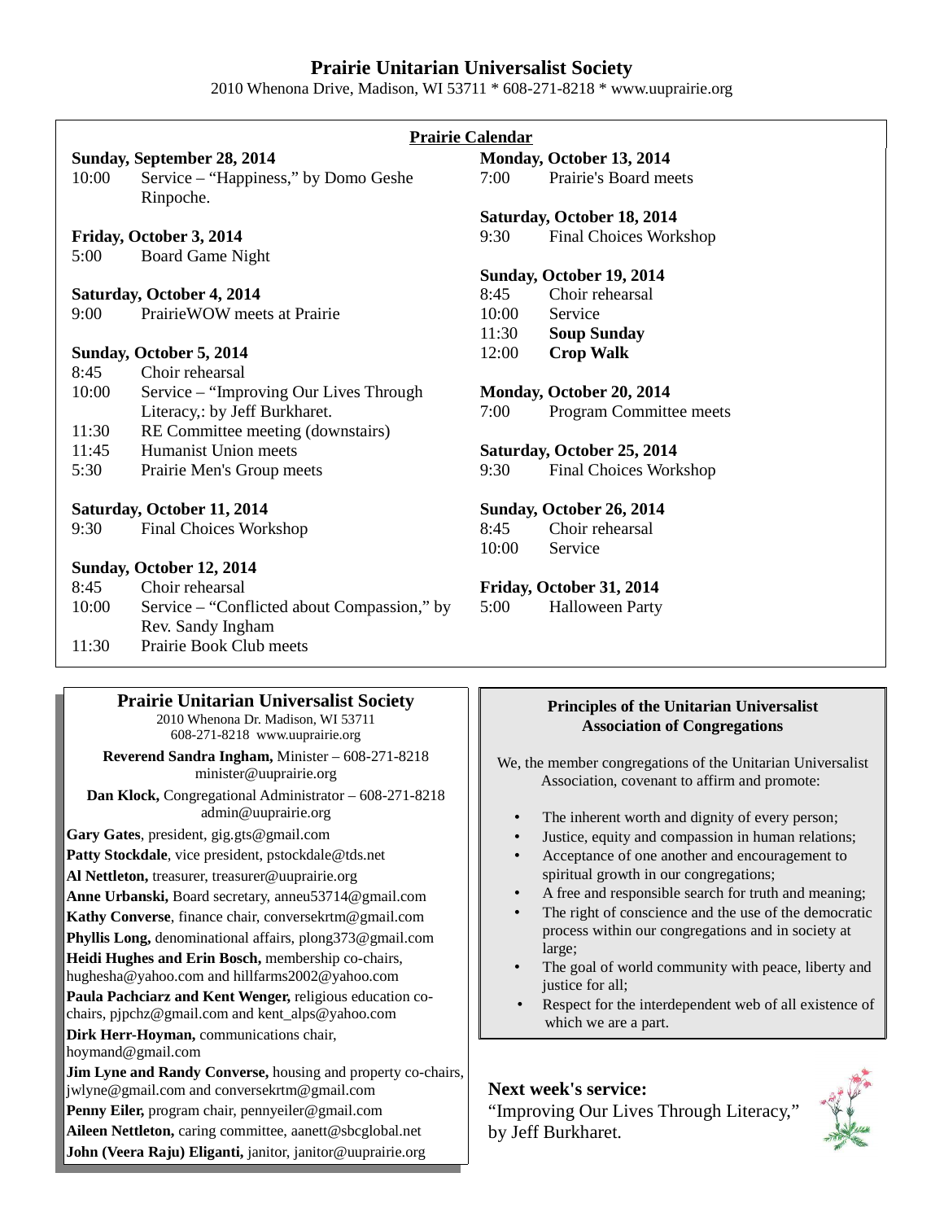# Prairie Unitarian Universalist Society

2010 Whenona Drive, Madison, WI 53711 * 608-271-8218 * www.uuprairie.org

## Prairie Calendar

**Sunday, September 28, 2014**
10:00 Service – "Happiness," by Domo Geshe Rinpoche.

**Friday, October 3, 2014**
5:00 Board Game Night

**Saturday, October 4, 2014**
9:00 PrairieWOW meets at Prairie

**Sunday, October 5, 2014**
8:45 Choir rehearsal
10:00 Service – "Improving Our Lives Through Literacy,: by Jeff Burkharet.
11:30 RE Committee meeting (downstairs)
11:45 Humanist Union meets
5:30 Prairie Men's Group meets

**Saturday, October 11, 2014**
9:30 Final Choices Workshop

**Sunday, October 12, 2014**
8:45 Choir rehearsal
10:00 Service – "Conflicted about Compassion," by Rev. Sandy Ingham
11:30 Prairie Book Club meets

**Monday, October 13, 2014**
7:00 Prairie's Board meets

**Saturday, October 18, 2014**
9:30 Final Choices Workshop

**Sunday, October 19, 2014**
8:45 Choir rehearsal
10:00 Service
11:30 **Soup Sunday**
12:00 **Crop Walk**

**Monday, October 20, 2014**
7:00 Program Committee meets

**Saturday, October 25, 2014**
9:30 Final Choices Workshop

**Sunday, October 26, 2014**
8:45 Choir rehearsal
10:00 Service

**Friday, October 31, 2014**
5:00 Halloween Party

## Prairie Unitarian Universalist Society

2010 Whenona Dr. Madison, WI 53711
608-271-8218 www.uuprairie.org

**Reverend Sandra Ingham,** Minister – 608-271-8218
minister@uuprairie.org

**Dan Klock,** Congregational Administrator – 608-271-8218
admin@uuprairie.org

**Gary Gates**, president, gig.gts@gmail.com
**Patty Stockdale**, vice president, pstockdale@tds.net
**Al Nettleton,** treasurer, treasurer@uuprairie.org
**Anne Urbanski,** Board secretary, anneu53714@gmail.com
**Kathy Converse**, finance chair, conversekrtm@gmail.com
**Phyllis Long,** denominational affairs, plong373@gmail.com
**Heidi Hughes and Erin Bosch,** membership co-chairs, hughesha@yahoo.com and hillfarms2002@yahoo.com
**Paula Pachciarz and Kent Wenger,** religious education co-chairs, pjpchz@gmail.com and kent_alps@yahoo.com
**Dirk Herr-Hoyman,** communications chair, hoymand@gmail.com
**Jim Lyne and Randy Converse,** housing and property co-chairs, jwlyne@gmail.com and conversekrtm@gmail.com
**Penny Eiler,** program chair, pennyeiler@gmail.com
**Aileen Nettleton,** caring committee, aanett@sbcglobal.net
**John (Veera Raju) Eliganti,** janitor, janitor@uuprairie.org

## Principles of the Unitarian Universalist Association of Congregations

We, the member congregations of the Unitarian Universalist Association, covenant to affirm and promote:

- The inherent worth and dignity of every person;
- Justice, equity and compassion in human relations;
- Acceptance of one another and encouragement to spiritual growth in our congregations;
- A free and responsible search for truth and meaning;
- The right of conscience and the use of the democratic process within our congregations and in society at large;
- The goal of world community with peace, liberty and justice for all;
- Respect for the interdependent web of all existence of which we are a part.

**Next week's service:**
"Improving Our Lives Through Literacy," by Jeff Burkharet.